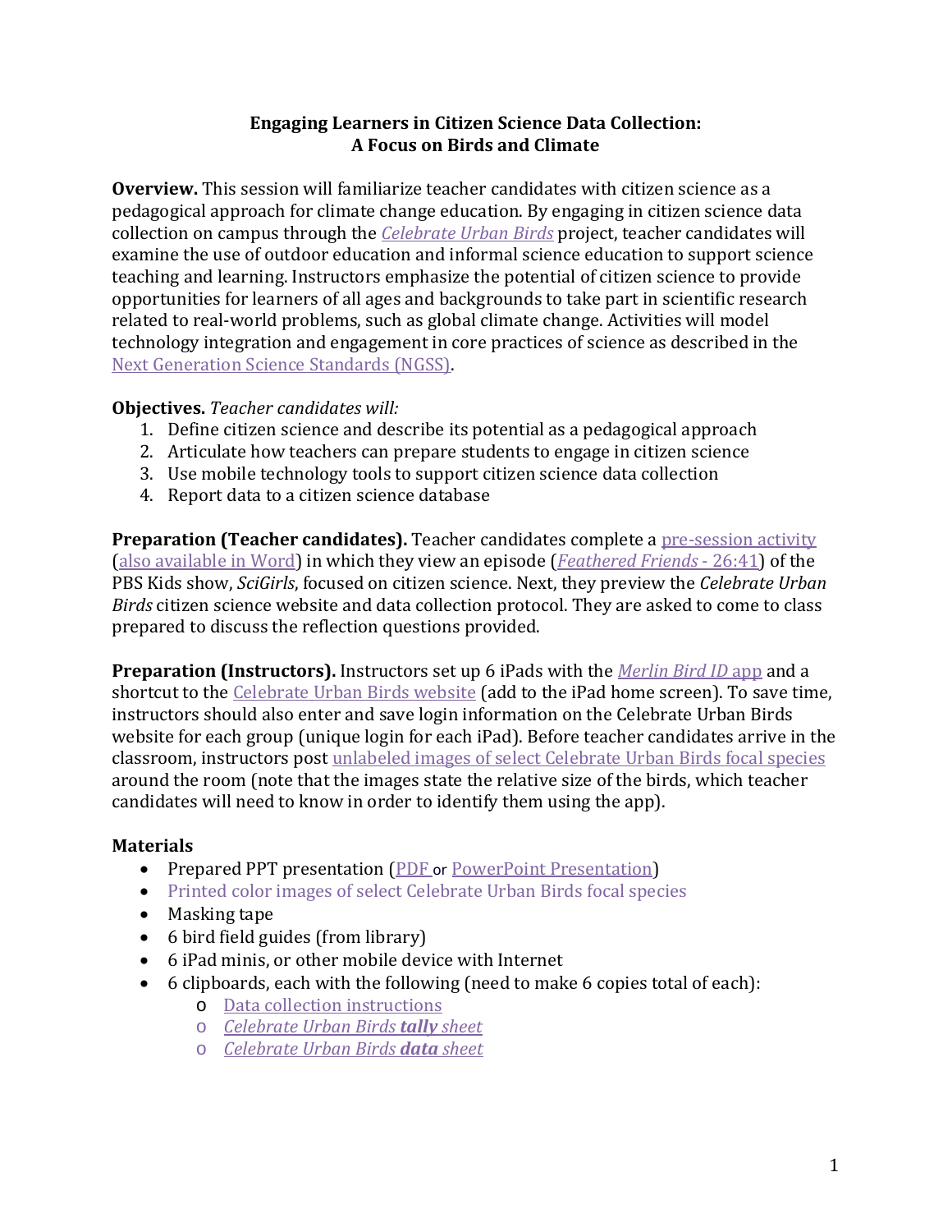# Engaging Learners in Citizen Science Data Collection:
# A Focus on Birds and Climate

**Overview.** This session will familiarize teacher candidates with citizen science as a pedagogical approach for climate change education. By engaging in citizen science data collection on campus through the *Celebrate Urban Birds* project, teacher candidates will examine the use of outdoor education and informal science education to support science teaching and learning. Instructors emphasize the potential of citizen science to provide opportunities for learners of all ages and backgrounds to take part in scientific research related to real-world problems, such as global climate change. Activities will model technology integration and engagement in core practices of science as described in the Next Generation Science Standards (NGSS).

**Objectives.** *Teacher candidates will:*

1. Define citizen science and describe its potential as a pedagogical approach
2. Articulate how teachers can prepare students to engage in citizen science
3. Use mobile technology tools to support citizen science data collection
4. Report data to a citizen science database

**Preparation (Teacher candidates).** Teacher candidates complete a pre-session activity (also available in Word) in which they view an episode (*Feathered Friends* - 26:41) of the PBS Kids show, *SciGirls*, focused on citizen science. Next, they preview the *Celebrate Urban Birds* citizen science website and data collection protocol. They are asked to come to class prepared to discuss the reflection questions provided.

**Preparation (Instructors).** Instructors set up 6 iPads with the *Merlin Bird ID* app and a shortcut to the Celebrate Urban Birds website (add to the iPad home screen). To save time, instructors should also enter and save login information on the Celebrate Urban Birds website for each group (unique login for each iPad). Before teacher candidates arrive in the classroom, instructors post unlabeled images of select Celebrate Urban Birds focal species around the room (note that the images state the relative size of the birds, which teacher candidates will need to know in order to identify them using the app).

**Materials**

- Prepared PPT presentation (PDF or PowerPoint Presentation)
- Printed color images of select Celebrate Urban Birds focal species
- Masking tape
- 6 bird field guides (from library)
- 6 iPad minis, or other mobile device with Internet
- 6 clipboards, each with the following (need to make 6 copies total of each):
  - Data collection instructions
  - *Celebrate Urban Birds **tally** sheet*
  - *Celebrate Urban Birds **data** sheet*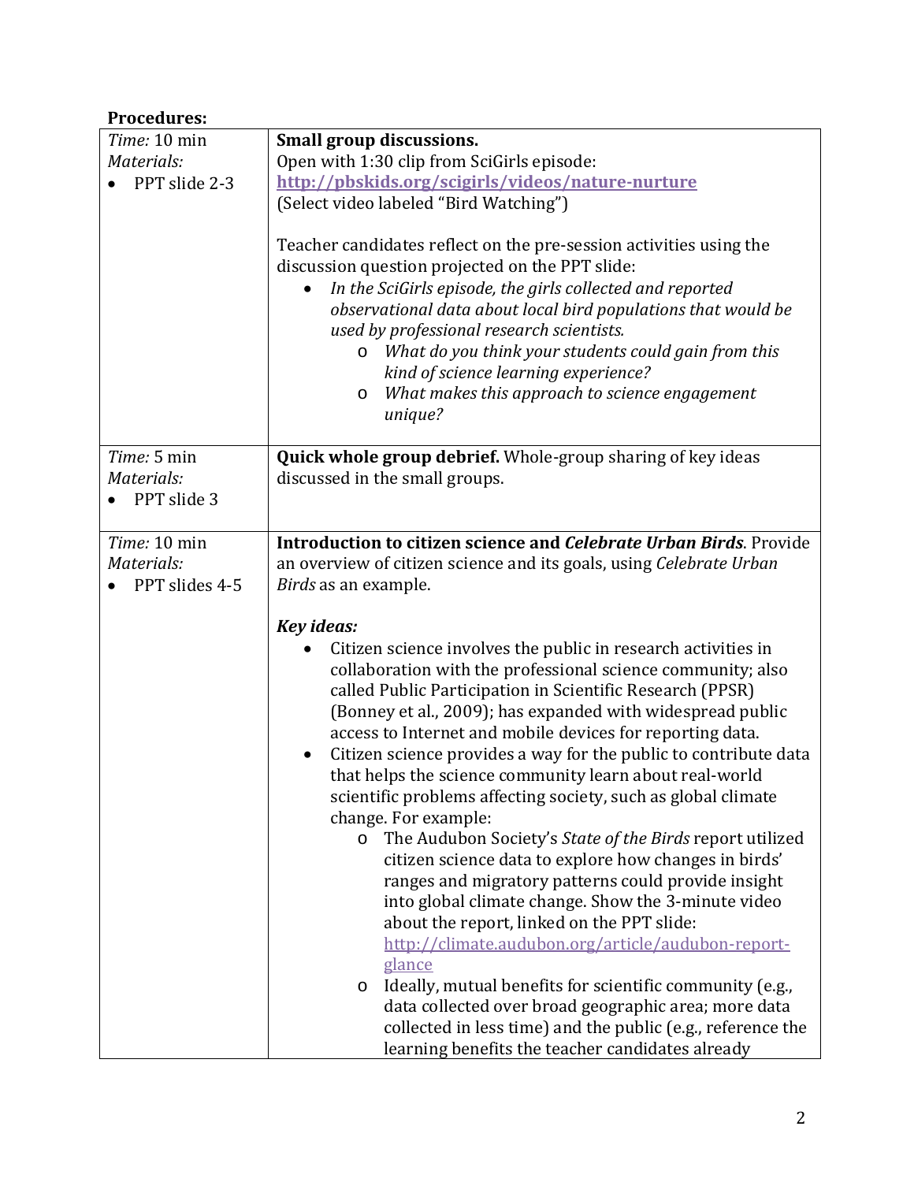**Procedures:**

| *Time:* 10 min<br>*Materials:*<br>• PPT slide 2-3 | **Small group discussions.**<br>Open with 1:30 clip from SciGirls episode:<br>**[http://pbskids.org/scigirls/videos/nature-nurture](http://pbskids.org/scigirls/videos/nature-nurture)**<br>(Select video labeled "Bird Watching")<br><br>Teacher candidates reflect on the pre-session activities using the discussion question projected on the PPT slide:<br>• *In the SciGirls episode, the girls collected and reported observational data about local bird populations that would be used by professional research scientists.*<br>&nbsp;&nbsp;&nbsp;&nbsp;o *What do you think your students could gain from this kind of science learning experience?*<br>&nbsp;&nbsp;&nbsp;&nbsp;o *What makes this approach to science engagement unique?* |
|---|---|
| *Time:* 5 min<br>*Materials:*<br>• PPT slide 3 | **Quick whole group debrief.** Whole-group sharing of key ideas discussed in the small groups. |
| *Time:* 10 min<br>*Materials:*<br>• PPT slides 4-5 | **Introduction to citizen science and *Celebrate Urban Birds*.** Provide an overview of citizen science and its goals, using *Celebrate Urban Birds* as an example.<br><br>***Key ideas:***<br>• Citizen science involves the public in research activities in collaboration with the professional science community; also called Public Participation in Scientific Research (PPSR) (Bonney et al., 2009); has expanded with widespread public access to Internet and mobile devices for reporting data.<br>• Citizen science provides a way for the public to contribute data that helps the science community learn about real-world scientific problems affecting society, such as global climate change. For example:<br>&nbsp;&nbsp;&nbsp;&nbsp;o The Audubon Society's *State of the Birds* report utilized citizen science data to explore how changes in birds' ranges and migratory patterns could provide insight into global climate change. Show the 3-minute video about the report, linked on the PPT slide: [http://climate.audubon.org/article/audubon-report-glance](http://climate.audubon.org/article/audubon-report-glance)<br>&nbsp;&nbsp;&nbsp;&nbsp;o Ideally, mutual benefits for scientific community (e.g., data collected over broad geographic area; more data collected in less time) and the public (e.g., reference the learning benefits the teacher candidates already |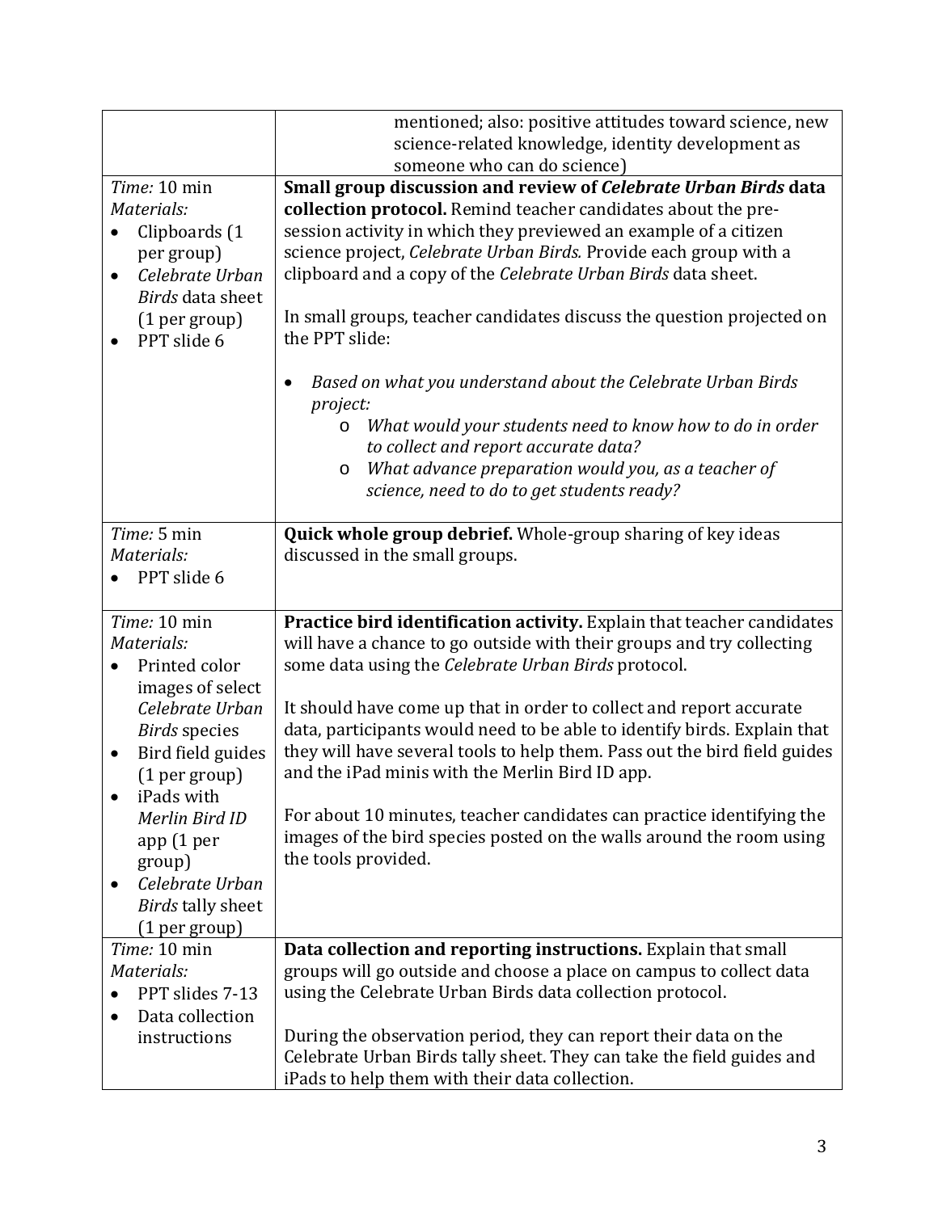| | |
|---|---|
| | mentioned; also: positive attitudes toward science, new science-related knowledge, identity development as someone who can do science) |
| *Time:* 10 min<br>*Materials:*<br>• Clipboards (1 per group)<br>• *Celebrate Urban Birds* data sheet (1 per group)<br>• PPT slide 6 | **Small group discussion and review of *Celebrate Urban Birds* data collection protocol.** Remind teacher candidates about the pre-session activity in which they previewed an example of a citizen science project, *Celebrate Urban Birds.* Provide each group with a clipboard and a copy of the *Celebrate Urban Birds* data sheet.<br><br>In small groups, teacher candidates discuss the question projected on the PPT slide:<br><br>• *Based on what you understand about the Celebrate Urban Birds project:*<br>  o *What would your students need to know how to do in order to collect and report accurate data?*<br>  o *What advance preparation would you, as a teacher of science, need to do to get students ready?* |
| *Time:* 5 min<br>*Materials:*<br>• PPT slide 6 | **Quick whole group debrief.** Whole-group sharing of key ideas discussed in the small groups. |
| *Time:* 10 min<br>*Materials:*<br>• Printed color images of select *Celebrate Urban Birds* species<br>• Bird field guides (1 per group)<br>• iPads with *Merlin Bird ID* app (1 per group)<br>• *Celebrate Urban Birds* tally sheet (1 per group) | **Practice bird identification activity.** Explain that teacher candidates will have a chance to go outside with their groups and try collecting some data using the *Celebrate Urban Birds* protocol.<br><br>It should have come up that in order to collect and report accurate data, participants would need to be able to identify birds. Explain that they will have several tools to help them. Pass out the bird field guides and the iPad minis with the Merlin Bird ID app.<br><br>For about 10 minutes, teacher candidates can practice identifying the images of the bird species posted on the walls around the room using the tools provided. |
| *Time:* 10 min<br>*Materials:*<br>• PPT slides 7-13<br>• Data collection instructions | **Data collection and reporting instructions.** Explain that small groups will go outside and choose a place on campus to collect data using the Celebrate Urban Birds data collection protocol.<br><br>During the observation period, they can report their data on the Celebrate Urban Birds tally sheet. They can take the field guides and iPads to help them with their data collection. |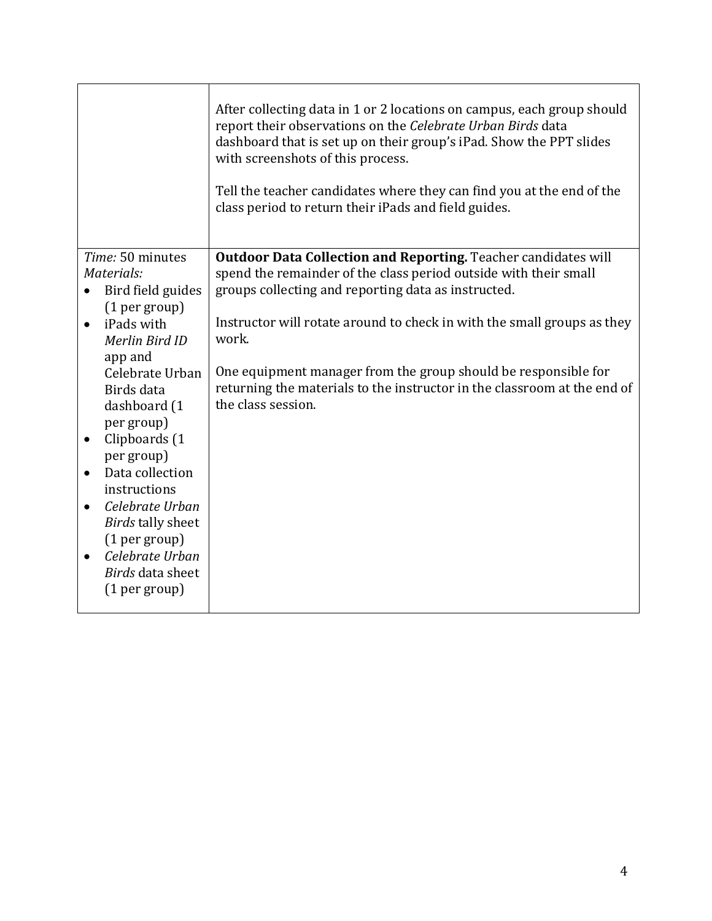| | |
|---|---|
| | After collecting data in 1 or 2 locations on campus, each group should report their observations on the *Celebrate Urban Birds* data dashboard that is set up on their group's iPad. Show the PPT slides with screenshots of this process.<br><br>Tell the teacher candidates where they can find you at the end of the class period to return their iPads and field guides. |
| *Time:* 50 minutes<br>*Materials:*<br>• Bird field guides (1 per group)<br>• iPads with *Merlin Bird ID* app and Celebrate Urban Birds data dashboard (1 per group)<br>• Clipboards (1 per group)<br>• Data collection instructions<br>• *Celebrate Urban Birds* tally sheet (1 per group)<br>• *Celebrate Urban Birds* data sheet (1 per group) | **Outdoor Data Collection and Reporting.** Teacher candidates will spend the remainder of the class period outside with their small groups collecting and reporting data as instructed.<br><br>Instructor will rotate around to check in with the small groups as they work.<br><br>One equipment manager from the group should be responsible for returning the materials to the instructor in the classroom at the end of the class session. |